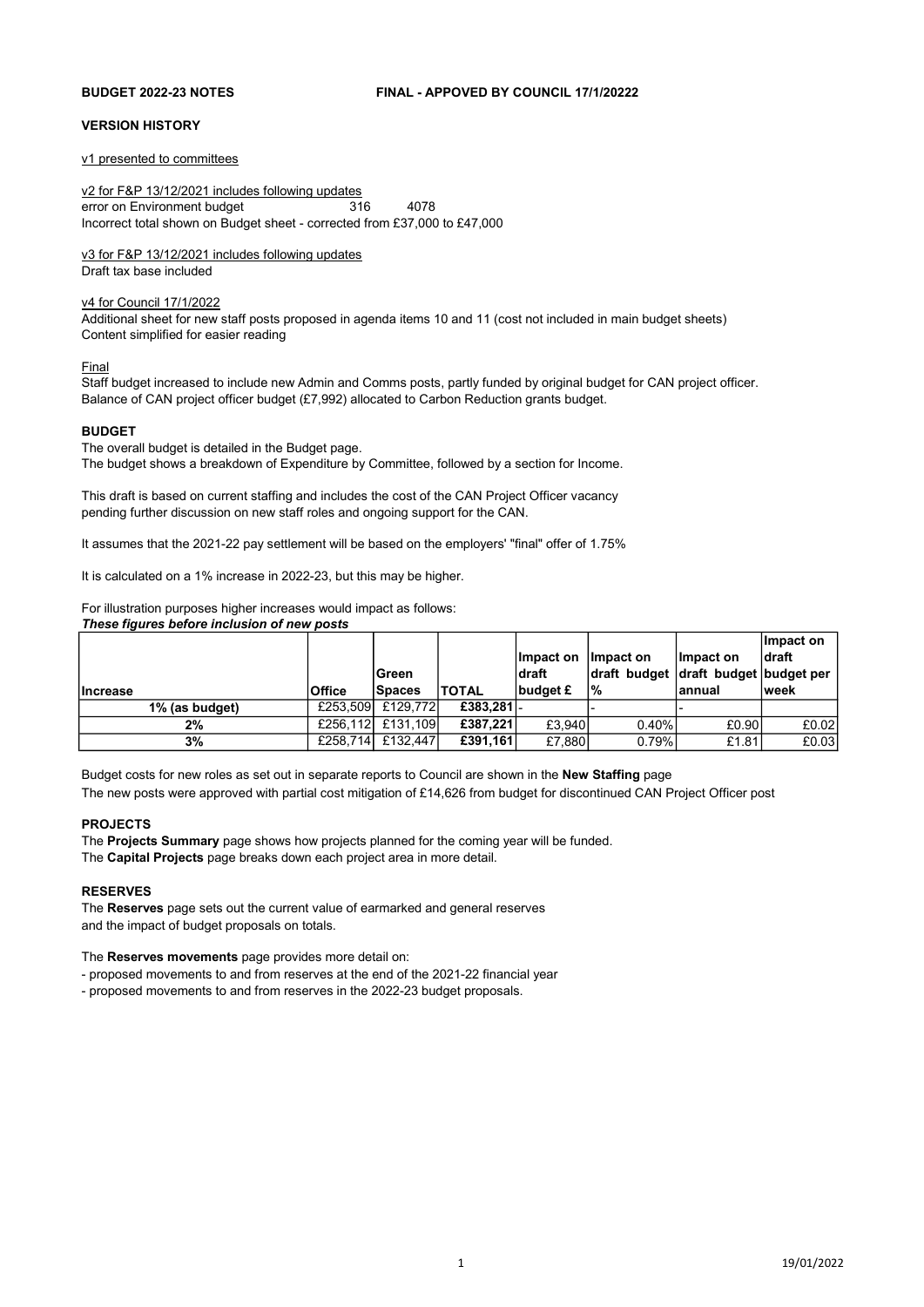**BUDGET 2022-23 NOTES** **FINAL - APPOVED BY COUNCIL 17/1/20222**

**VERSION HISTORY**

v1 presented to committees

v2 for F&P 13/12/2021 includes following updates
error on Environment budget 316 4078
Incorrect total shown on Budget sheet - corrected from £37,000 to £47,000

v3 for F&P 13/12/2021 includes following updates
Draft tax base included

v4 for Council 17/1/2022
Additional sheet for new staff posts proposed in agenda items 10 and 11 (cost not included in main budget sheets)
Content simplified for easier reading

Final
Staff budget increased to include new Admin and Comms posts, partly funded by original budget for CAN project officer.
Balance of CAN project officer budget (£7,992) allocated to Carbon Reduction grants budget.

**BUDGET**

The overall budget is detailed in the Budget page.
The budget shows a breakdown of Expenditure by Committee, followed by a section for Income.

This draft is based on current staffing and includes the cost of the CAN Project Officer vacancy
pending further discussion on new staff roles and ongoing support for the CAN.

It assumes that the 2021-22 pay settlement will be based on the employers' "final" offer of 1.75%

It is calculated on a 1% increase in 2022-23, but this may be higher.

For illustration purposes higher increases would impact as follows:
***These figures before inclusion of new posts***

| Increase | Office | Green Spaces | TOTAL | Impact on draft budget £ | Impact on draft budget % | Impact on draft budget annual | Impact on draft budget per week |
|---|---|---|---|---|---|---|---|
| 1% (as budget) | £253,509 | £129,772 | **£383,281** | - | - | - | |
| **2%** | £256,112 | £131,109 | **£387,221** | £3,940 | 0.40% | £0.90 | £0.02 |
| **3%** | £258,714 | £132,447 | **£391,161** | £7,880 | 0.79% | £1.81 | £0.03 |

Budget costs for new roles as set out in separate reports to Council are shown in the **New Staffing** page
The new posts were approved with partial cost mitigation of £14,626 from budget for discontinued CAN Project Officer post

**PROJECTS**

The **Projects Summary** page shows how projects planned for the coming year will be funded.
The **Capital Projects** page breaks down each project area in more detail.

**RESERVES**

The **Reserves** page sets out the current value of earmarked and general reserves
and the impact of budget proposals on totals.

The **Reserves movements** page provides more detail on:
- proposed movements to and from reserves at the end of the 2021-22 financial year
- proposed movements to and from reserves in the 2022-23 budget proposals.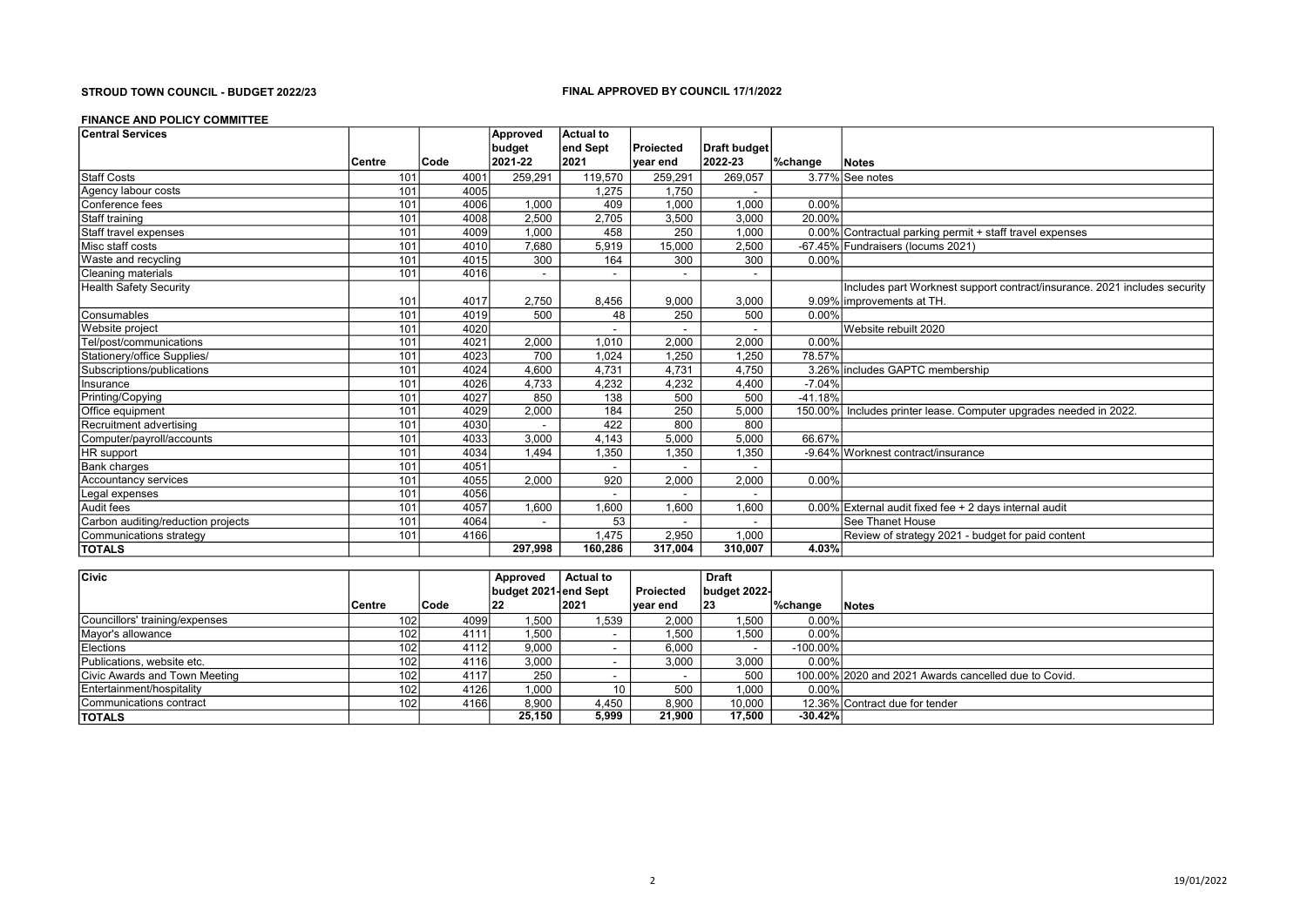**STROUD TOWN COUNCIL - BUDGET 2022/23**

**FINAL APPROVED BY COUNCIL 17/1/2022**

**FINANCE AND POLICY COMMITTEE**

| **Central Services** | **Centre** | **Code** | **Approved budget 2021-22** | **Actual to end Sept 2021** | **Projected year end** | **Draft budget 2022-23** | **%change** | **Notes** |
|---|---|---|---|---|---|---|---|---|
| Staff Costs | 101 | 4001 | 259,291 | 119,570 | 259,291 | 269,057 | 3.77% | See notes |
| Agency labour costs | 101 | 4005 | | 1,275 | 1,750 | - | | |
| Conference fees | 101 | 4006 | 1,000 | 409 | 1,000 | 1,000 | 0.00% | |
| Staff training | 101 | 4008 | 2,500 | 2,705 | 3,500 | 3,000 | 20.00% | |
| Staff travel expenses | 101 | 4009 | 1,000 | 458 | 250 | 1,000 | 0.00% | Contractual parking permit + staff travel expenses |
| Misc staff costs | 101 | 4010 | 7,680 | 5,919 | 15,000 | 2,500 | -67.45% | Fundraisers (locums 2021) |
| Waste and recycling | 101 | 4015 | 300 | 164 | 300 | 300 | 0.00% | |
| Cleaning materials | 101 | 4016 | - | - | - | - | | |
| Health Safety Security | 101 | 4017 | 2,750 | 8,456 | 9,000 | 3,000 | 9.09% | Includes part Worknest support contract/insurance. 2021 includes security improvements at TH. |
| Consumables | 101 | 4019 | 500 | 48 | 250 | 500 | 0.00% | |
| Website project | 101 | 4020 | | - | - | - | | Website rebuilt 2020 |
| Tel/post/communications | 101 | 4021 | 2,000 | 1,010 | 2,000 | 2,000 | 0.00% | |
| Stationery/office Supplies/ | 101 | 4023 | 700 | 1,024 | 1,250 | 1,250 | 78.57% | |
| Subscriptions/publications | 101 | 4024 | 4,600 | 4,731 | 4,731 | 4,750 | 3.26% | includes GAPTC membership |
| Insurance | 101 | 4026 | 4,733 | 4,232 | 4,232 | 4,400 | -7.04% | |
| Printing/Copying | 101 | 4027 | 850 | 138 | 500 | 500 | -41.18% | |
| Office equipment | 101 | 4029 | 2,000 | 184 | 250 | 5,000 | 150.00% | Includes printer lease. Computer upgrades needed in 2022. |
| Recruitment advertising | 101 | 4030 | - | 422 | 800 | 800 | | |
| Computer/payroll/accounts | 101 | 4033 | 3,000 | 4,143 | 5,000 | 5,000 | 66.67% | |
| HR support | 101 | 4034 | 1,494 | 1,350 | 1,350 | 1,350 | -9.64% | Worknest contract/insurance |
| Bank charges | 101 | 4051 | | - | - | - | | |
| Accountancy services | 101 | 4055 | 2,000 | 920 | 2,000 | 2,000 | 0.00% | |
| Legal expenses | 101 | 4056 | | - | - | - | | |
| Audit fees | 101 | 4057 | 1,600 | 1,600 | 1,600 | 1,600 | 0.00% | External audit fixed fee + 2 days internal audit |
| Carbon auditing/reduction projects | 101 | 4064 | - | 53 | - | - | | See Thanet House |
| Communications strategy | 101 | 4166 | | 1,475 | 2,950 | 1,000 | | Review of strategy 2021 - budget for paid content |
| **TOTALS** | | | **297,998** | **160,286** | **317,004** | **310,007** | **4.03%** | |

| **Civic** | **Centre** | **Code** | **Approved budget 2021-22** | **Actual to end Sept 2021** | **Projected year end** | **Draft budget 2022-23** | **%change** | **Notes** |
|---|---|---|---|---|---|---|---|---|
| Councillors' training/expenses | 102 | 4099 | 1,500 | 1,539 | 2,000 | 1,500 | 0.00% | |
| Mayor's allowance | 102 | 4111 | 1,500 | - | 1,500 | 1,500 | 0.00% | |
| Elections | 102 | 4112 | 9,000 | - | 6,000 | - | -100.00% | |
| Publications, website etc. | 102 | 4116 | 3,000 | - | 3,000 | 3,000 | 0.00% | |
| Civic Awards and Town Meeting | 102 | 4117 | 250 | - | - | 500 | 100.00% | 2020 and 2021 Awards cancelled due to Covid. |
| Entertainment/hospitality | 102 | 4126 | 1,000 | 10 | 500 | 1,000 | 0.00% | |
| Communications contract | 102 | 4166 | 8,900 | 4,450 | 8,900 | 10,000 | 12.36% | Contract due for tender |
| **TOTALS** | | | **25,150** | **5,999** | **21,900** | **17,500** | **-30.42%** | |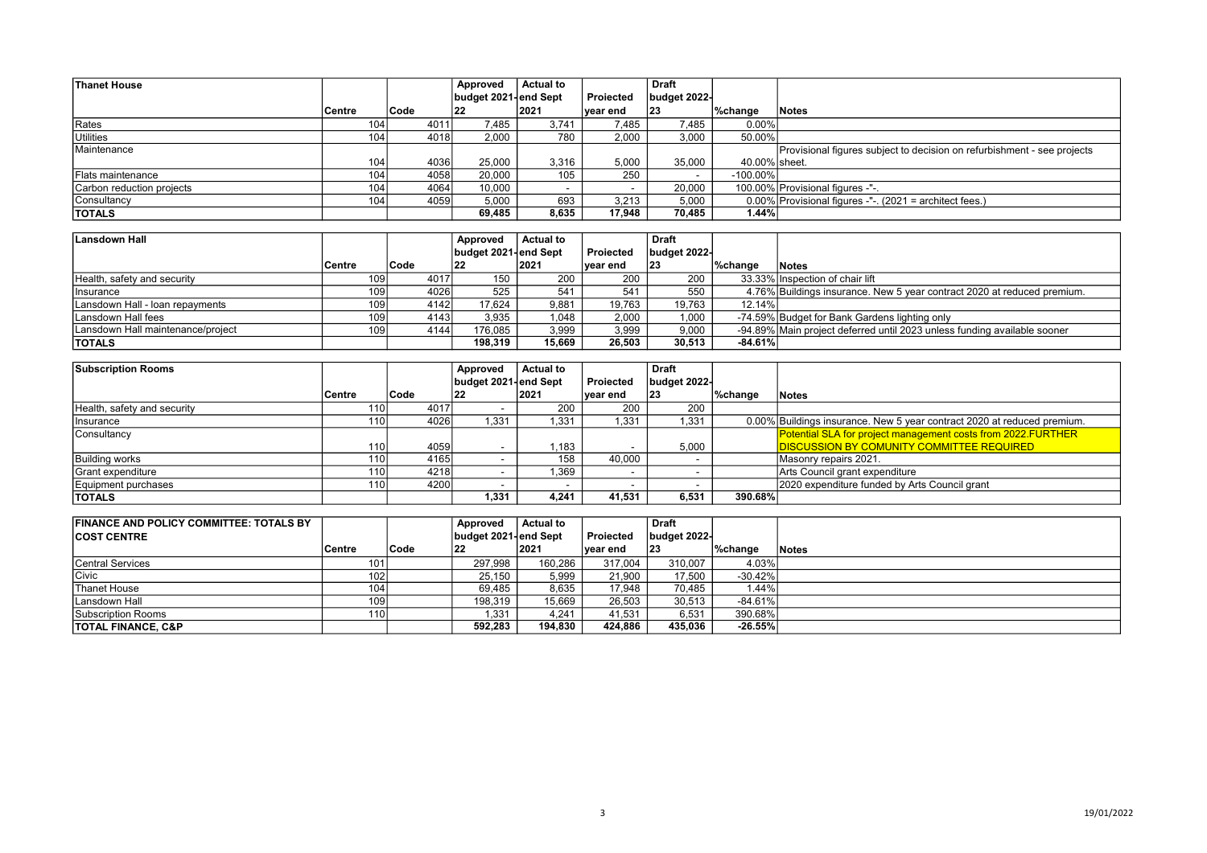| Thanet House | Centre | Code | Approved budget 2021-22 | Actual to end Sept 2021 | Projected year end | Draft budget 2022-23 | %change | Notes |
|---|---|---|---|---|---|---|---|---|
| Rates | 104 | 4011 | 7,485 | 3,741 | 7,485 | 7,485 | 0.00% | |
| Utilities | 104 | 4018 | 2,000 | 780 | 2,000 | 3,000 | 50.00% | |
| Maintenance | 104 | 4036 | 25,000 | 3,316 | 5,000 | 35,000 | 40.00% | Provisional figures subject to decision on refurbishment - see projects sheet. |
| Flats maintenance | 104 | 4058 | 20,000 | 105 | 250 | - | -100.00% | |
| Carbon reduction projects | 104 | 4064 | 10,000 | - | - | 20,000 | 100.00% | Provisional figures -"-. |
| Consultancy | 104 | 4059 | 5,000 | 693 | 3,213 | 5,000 | 0.00% | Provisional figures -"-. (2021 = architect fees.) |
| **TOTALS** | | | **69,485** | **8,635** | **17,948** | **70,485** | **1.44%** | |

| Lansdown Hall | Centre | Code | Approved budget 2021-22 | Actual to end Sept 2021 | Projected year end | Draft budget 2022-23 | %change | Notes |
|---|---|---|---|---|---|---|---|---|
| Health, safety and security | 109 | 4017 | 150 | 200 | 200 | 200 | 33.33% | Inspection of chair lift |
| Insurance | 109 | 4026 | 525 | 541 | 541 | 550 | 4.76% | Buildings insurance. New 5 year contract 2020 at reduced premium. |
| Lansdown Hall - loan repayments | 109 | 4142 | 17,624 | 9,881 | 19,763 | 19,763 | 12.14% | |
| Lansdown Hall fees | 109 | 4143 | 3,935 | 1,048 | 2,000 | 1,000 | -74.59% | Budget for Bank Gardens lighting only |
| Lansdown Hall maintenance/project | 109 | 4144 | 176,085 | 3,999 | 3,999 | 9,000 | -94.89% | Main project deferred until 2023 unless funding available sooner |
| **TOTALS** | | | **198,319** | **15,669** | **26,503** | **30,513** | **-84.61%** | |

| Subscription Rooms | Centre | Code | Approved budget 2021-22 | Actual to end Sept 2021 | Projected year end | Draft budget 2022-23 | %change | Notes |
|---|---|---|---|---|---|---|---|---|
| Health, safety and security | 110 | 4017 | - | 200 | 200 | 200 | | |
| Insurance | 110 | 4026 | 1,331 | 1,331 | 1,331 | 1,331 | 0.00% | Buildings insurance. New 5 year contract 2020 at reduced premium. |
| Consultancy | 110 | 4059 | - | 1,183 | - | 5,000 | | Potential SLA for project management costs from 2022.FURTHER DISCUSSION BY COMUNITY COMMITTEE REQUIRED |
| Building works | 110 | 4165 | - | 158 | 40,000 | - | | Masonry repairs 2021. |
| Grant expenditure | 110 | 4218 | - | 1,369 | - | - | | Arts Council grant expenditure |
| Equipment purchases | 110 | 4200 | - | - | - | - | | 2020 expenditure funded by Arts Council grant |
| **TOTALS** | | | **1,331** | **4,241** | **41,531** | **6,531** | **390.68%** | |

| FINANCE AND POLICY COMMITTEE: TOTALS BY COST CENTRE | Centre | Code | Approved budget 2021-22 | Actual to end Sept 2021 | Projected year end | Draft budget 2022-23 | %change | Notes |
|---|---|---|---|---|---|---|---|---|
| Central Services | 101 | | 297,998 | 160,286 | 317,004 | 310,007 | 4.03% | |
| Civic | 102 | | 25,150 | 5,999 | 21,900 | 17,500 | -30.42% | |
| Thanet House | 104 | | 69,485 | 8,635 | 17,948 | 70,485 | 1.44% | |
| Lansdown Hall | 109 | | 198,319 | 15,669 | 26,503 | 30,513 | -84.61% | |
| Subscription Rooms | 110 | | 1,331 | 4,241 | 41,531 | 6,531 | 390.68% | |
| **TOTAL FINANCE, C&P** | | | **592,283** | **194,830** | **424,886** | **435,036** | **-26.55%** | |

19/01/2022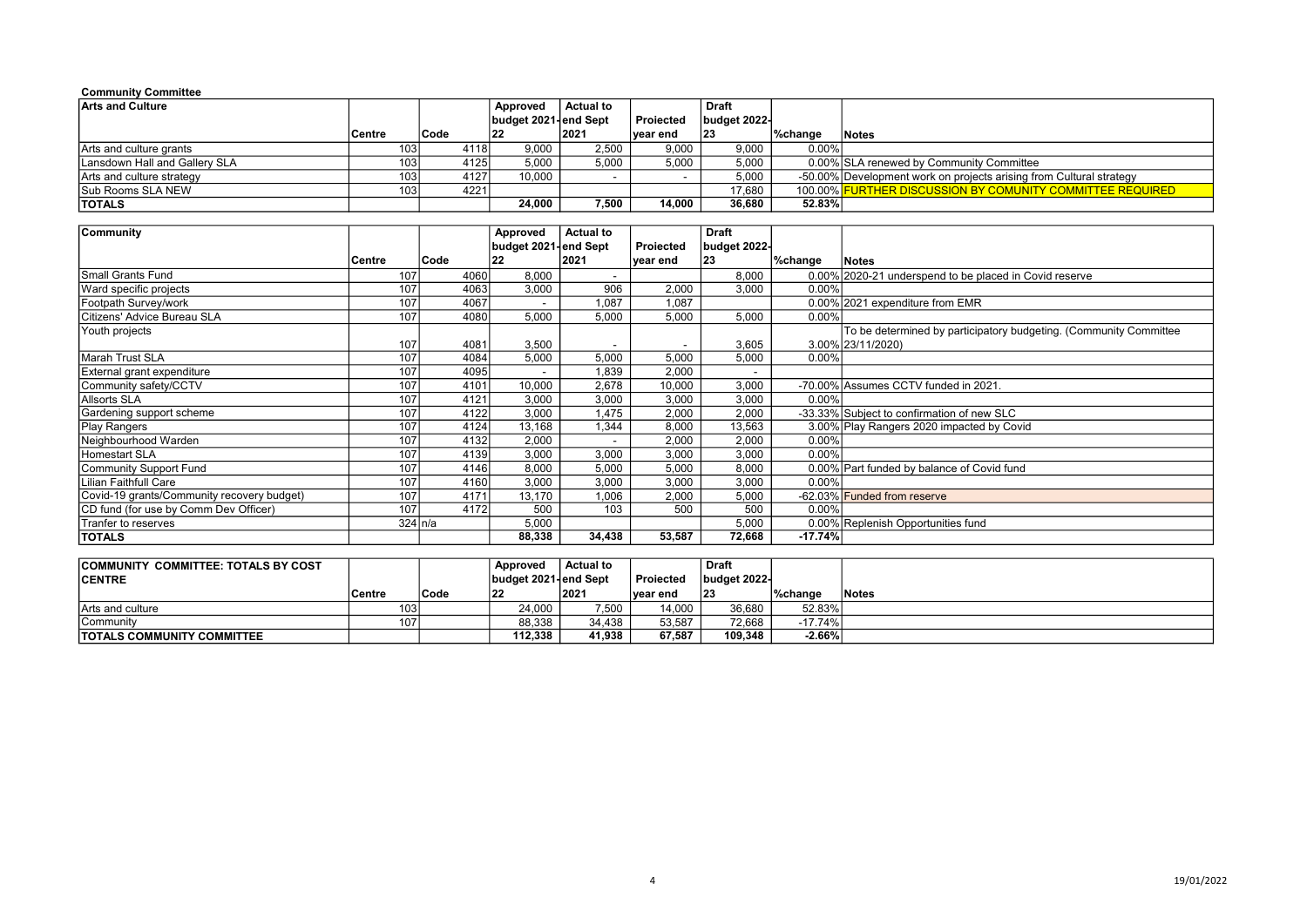**Community Committee**

| Arts and Culture | Centre | Code | Approved budget 2021-22 | Actual to end Sept 2021 | Projected year end | Draft budget 2022-23 | %change | Notes |
|---|---|---|---|---|---|---|---|---|
| Arts and culture grants | 103 | 4118 | 9,000 | 2,500 | 9,000 | 9,000 | 0.00% | |
| Lansdown Hall and Gallery SLA | 103 | 4125 | 5,000 | 5,000 | 5,000 | 5,000 | 0.00% | SLA renewed by Community Committee |
| Arts and culture strategy | 103 | 4127 | 10,000 | - | - | 5,000 | -50.00% | Development work on projects arising from Cultural strategy |
| Sub Rooms SLA NEW | 103 | 4221 | | | | 17,680 | 100.00% | FURTHER DISCUSSION BY COMUNITY COMMITTEE REQUIRED |
| **TOTALS** | | | **24,000** | **7,500** | **14,000** | **36,680** | **52.83%** | |

| Community | Centre | Code | Approved budget 2021-22 | Actual to end Sept 2021 | Projected year end | Draft budget 2022-23 | %change | Notes |
|---|---|---|---|---|---|---|---|---|
| Small Grants Fund | 107 | 4060 | 8,000 | - | | 8,000 | 0.00% | 2020-21 underspend to be placed in Covid reserve |
| Ward specific projects | 107 | 4063 | 3,000 | 906 | 2,000 | 3,000 | 0.00% | |
| Footpath Survey/work | 107 | 4067 | - | 1,087 | 1,087 | | 0.00% | 2021 expenditure from EMR |
| Citizens' Advice Bureau SLA | 107 | 4080 | 5,000 | 5,000 | 5,000 | 5,000 | 0.00% | |
| Youth projects | 107 | 4081 | 3,500 | - | - | 3,605 | 3.00% | To be determined by participatory budgeting. (Community Committee 23/11/2020) |
| Marah Trust SLA | 107 | 4084 | 5,000 | 5,000 | 5,000 | 5,000 | 0.00% | |
| External grant expenditure | 107 | 4095 | - | 1,839 | 2,000 | - | | |
| Community safety/CCTV | 107 | 4101 | 10,000 | 2,678 | 10,000 | 3,000 | -70.00% | Assumes CCTV funded in 2021. |
| Allsorts SLA | 107 | 4121 | 3,000 | 3,000 | 3,000 | 3,000 | 0.00% | |
| Gardening support scheme | 107 | 4122 | 3,000 | 1,475 | 2,000 | 2,000 | -33.33% | Subject to confirmation of new SLC |
| Play Rangers | 107 | 4124 | 13,168 | 1,344 | 8,000 | 13,563 | 3.00% | Play Rangers 2020 impacted by Covid |
| Neighbourhood Warden | 107 | 4132 | 2,000 | - | 2,000 | 2,000 | 0.00% | |
| Homestart SLA | 107 | 4139 | 3,000 | 3,000 | 3,000 | 3,000 | 0.00% | |
| Community Support Fund | 107 | 4146 | 8,000 | 5,000 | 5,000 | 8,000 | 0.00% | Part funded by balance of Covid fund |
| Lilian Faithfull Care | 107 | 4160 | 3,000 | 3,000 | 3,000 | 3,000 | 0.00% | |
| Covid-19 grants/Community recovery budget) | 107 | 4171 | 13,170 | 1,006 | 2,000 | 5,000 | -62.03% | Funded from reserve |
| CD fund (for use by Comm Dev Officer) | 107 | 4172 | 500 | 103 | 500 | 500 | 0.00% | |
| Tranfer to reserves | 324 | n/a | 5,000 | | | 5,000 | 0.00% | Replenish Opportunities fund |
| **TOTALS** | | | **88,338** | **34,438** | **53,587** | **72,668** | **-17.74%** | |

| COMMUNITY COMMITTEE: TOTALS BY COST CENTRE | Centre | Code | Approved budget 2021-22 | Actual to end Sept 2021 | Projected year end | Draft budget 2022-23 | %change | Notes |
|---|---|---|---|---|---|---|---|---|
| Arts and culture | 103 | | 24,000 | 7,500 | 14,000 | 36,680 | 52.83% | |
| Community | 107 | | 88,338 | 34,438 | 53,587 | 72,668 | -17.74% | |
| **TOTALS COMMUNITY COMMITTEE** | | | **112,338** | **41,938** | **67,587** | **109,348** | **-2.66%** | |

19/01/2022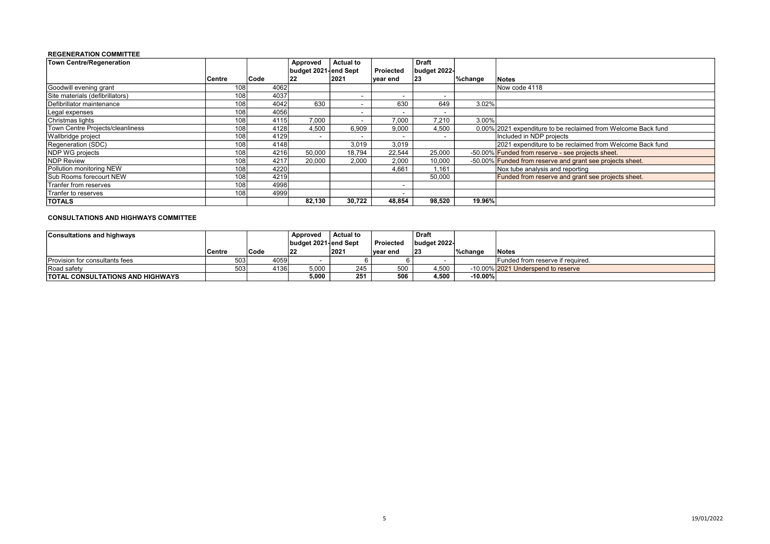### REGENERATION COMMITTEE

| Town Centre/Regeneration | Centre | Code | Approved budget 2021-22 | Actual to end Sept 2021 | Projected year end | Draft budget 2022-23 | %change | Notes |
|---|---|---|---|---|---|---|---|---|
| Goodwill evening grant | 108 | 4062 | | | | | | Now code 4118 |
| Site materials (defibrillators) | 108 | 4037 | | - | - | - | | |
| Defibrillator maintenance | 108 | 4042 | 630 | - | 630 | 649 | 3.02% | |
| Legal expenses | 108 | 4056 | | - | - | - | | |
| Christmas lights | 108 | 4115 | 7,000 | - | 7,000 | 7,210 | 3.00% | |
| Town Centre Projects/cleanliness | 108 | 4128 | 4,500 | 6,909 | 9,000 | 4,500 | 0.00% | 2021 expenditure to be reclaimed from Welcome Back fund |
| Wallbridge project | 108 | 4129 | - | - | - | - | | Included in NDP projects |
| Regeneration (SDC) | 108 | 4148 | | 3,019 | 3,019 | | | 2021 expenditure to be reclaimed from Welcome Back fund |
| NDP WG projects | 108 | 4216 | 50,000 | 18,794 | 22,544 | 25,000 | -50.00% | Funded from reserve - see projects sheet. |
| NDP Review | 108 | 4217 | 20,000 | 2,000 | 2,000 | 10,000 | -50.00% | Funded from reserve and grant see projects sheet. |
| Pollution monitoring NEW | 108 | 4220 | | | 4,661 | 1,161 | | Nox tube analysis and reporting |
| Sub Rooms forecourt NEW | 108 | 4219 | | | | 50,000 | | Funded from reserve and grant see projects sheet. |
| Tranfer from reserves | 108 | 4998 | | | - | | | |
| Tranfer to reserves | 108 | 4999 | | | - | | | |
| **TOTALS** | | | **82,130** | **30,722** | **48,854** | **98,520** | **19.96%** | |

### CONSULTATIONS AND HIGHWAYS COMMITTEE

| Consultations and highways | Centre | Code | Approved budget 2021-22 | Actual to end Sept 2021 | Projected year end | Draft budget 2022-23 | %change | Notes |
|---|---|---|---|---|---|---|---|---|
| Provision for consultants fees | 503 | 4059 | - | 6 | 6 | - | | Funded from reserve if required. |
| Road safety | 503 | 4136 | 5,000 | 245 | 500 | 4,500 | -10.00% | 2021 Underspend to reserve |
| **TOTAL CONSULTATIONS AND HIGHWAYS** | | | **5,000** | **251** | **506** | **4,500** | **-10.00%** | |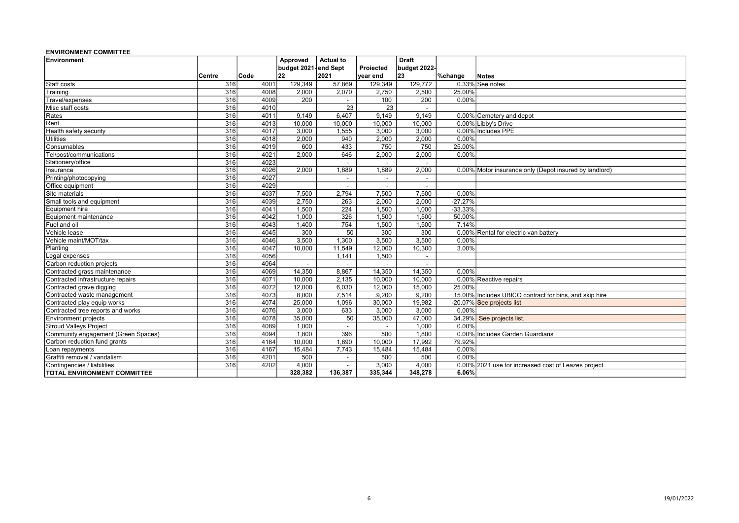**ENVIRONMENT COMMITTEE**

| Environment | Centre | Code | Approved budget 2021-22 | Actual to end Sept 2021 | Projected year end | Draft budget 2022-23 | %change | Notes |
|---|---|---|---|---|---|---|---|---|
| Staff costs | 316 | 4001 | 129,349 | 57,869 | 129,349 | 129,772 | 0.33% | See notes |
| Training | 316 | 4008 | 2,000 | 2,070 | 2,750 | 2,500 | 25.00% | |
| Travel/expenses | 316 | 4009 | 200 | - | 100 | 200 | 0.00% | |
| Misc staff costs | 316 | 4010 | | 23 | 23 | - | | |
| Rates | 316 | 4011 | 9,149 | 6,407 | 9,149 | 9,149 | 0.00% | Cemetery and depot |
| Rent | 316 | 4013 | 10,000 | 10,000 | 10,000 | 10,000 | 0.00% | Libby's Drive |
| Health safety security | 316 | 4017 | 3,000 | 1,555 | 3,000 | 3,000 | 0.00% | Includes PPE |
| Utilities | 316 | 4018 | 2,000 | 940 | 2,000 | 2,000 | 0.00% | |
| Consumables | 316 | 4019 | 600 | 433 | 750 | 750 | 25.00% | |
| Tel/post/communications | 316 | 4021 | 2,000 | 646 | 2,000 | 2,000 | 0.00% | |
| Stationery/office | 316 | 4023 | | - | - | - | | |
| Insurance | 316 | 4026 | 2,000 | 1,889 | 1,889 | 2,000 | 0.00% | Motor insurance only (Depot insured by landlord) |
| Printing/photocopying | 316 | 4027 | | - | - | - | | |
| Office equipment | 316 | 4029 | | - | - | - | | |
| Site materials | 316 | 4037 | 7,500 | 2,794 | 7,500 | 7,500 | 0.00% | |
| Small tools and equipment | 316 | 4039 | 2,750 | 263 | 2,000 | 2,000 | -27.27% | |
| Equipment hire | 316 | 4041 | 1,500 | 224 | 1,500 | 1,000 | -33.33% | |
| Equipment maintenance | 316 | 4042 | 1,000 | 326 | 1,500 | 1,500 | 50.00% | |
| Fuel and oil | 316 | 4043 | 1,400 | 754 | 1,500 | 1,500 | 7.14% | |
| Vehicle lease | 316 | 4045 | 300 | 50 | 300 | 300 | 0.00% | Rental for electric van battery |
| Vehicle maint/MOT/tax | 316 | 4046 | 3,500 | 1,300 | 3,500 | 3,500 | 0.00% | |
| Planting | 316 | 4047 | 10,000 | 11,549 | 12,000 | 10,300 | 3.00% | |
| Legal expenses | 316 | 4056 | | 1,141 | 1,500 | - | | |
| Carbon reduction projects | 316 | 4064 | - | - | - | - | | |
| Contracted grass maintenance | 316 | 4069 | 14,350 | 8,867 | 14,350 | 14,350 | 0.00% | |
| Contracted infrastructure repairs | 316 | 4071 | 10,000 | 2,135 | 10,000 | 10,000 | 0.00% | Reactive repairs |
| Contracted grave digging | 316 | 4072 | 12,000 | 6,030 | 12,000 | 15,000 | 25.00% | |
| Contracted waste management | 316 | 4073 | 8,000 | 7,514 | 9,200 | 9,200 | 15.00% | Includes UBICO contract for bins, and skip hire |
| Contracted play equip works | 316 | 4074 | 25,000 | 1,096 | 30,000 | 19,982 | -20.07% | See projects list |
| Contracted tree reports and works | 316 | 4076 | 3,000 | 633 | 3,000 | 3,000 | 0.00% | |
| Environment projects | 316 | 4078 | 35,000 | 50 | 35,000 | 47,000 | 34.29% | See projects list. |
| Stroud Valleys Project | 316 | 4089 | 1,000 | - | - | 1,000 | 0.00% | |
| Community engagement (Green Spaces) | 316 | 4094 | 1,800 | 396 | 500 | 1,800 | 0.00% | Includes Garden Guardians |
| Carbon reduction fund grants | 316 | 4164 | 10,000 | 1,690 | 10,000 | 17,992 | 79.92% | |
| Loan repayments | 316 | 4167 | 15,484 | 7,743 | 15,484 | 15,484 | 0.00% | |
| Graffiti removal / vandalism | 316 | 4201 | 500 | - | 500 | 500 | 0.00% | |
| Contingencies / liabilities | 316 | 4202 | 4,000 | - | 3,000 | 4,000 | 0.00% | 2021 use for increased cost of Leazes project |
| **TOTAL ENVIRONMENT COMMITTEE** | | | **328,382** | **136,387** | **335,344** | **348,278** | **6.06%** | |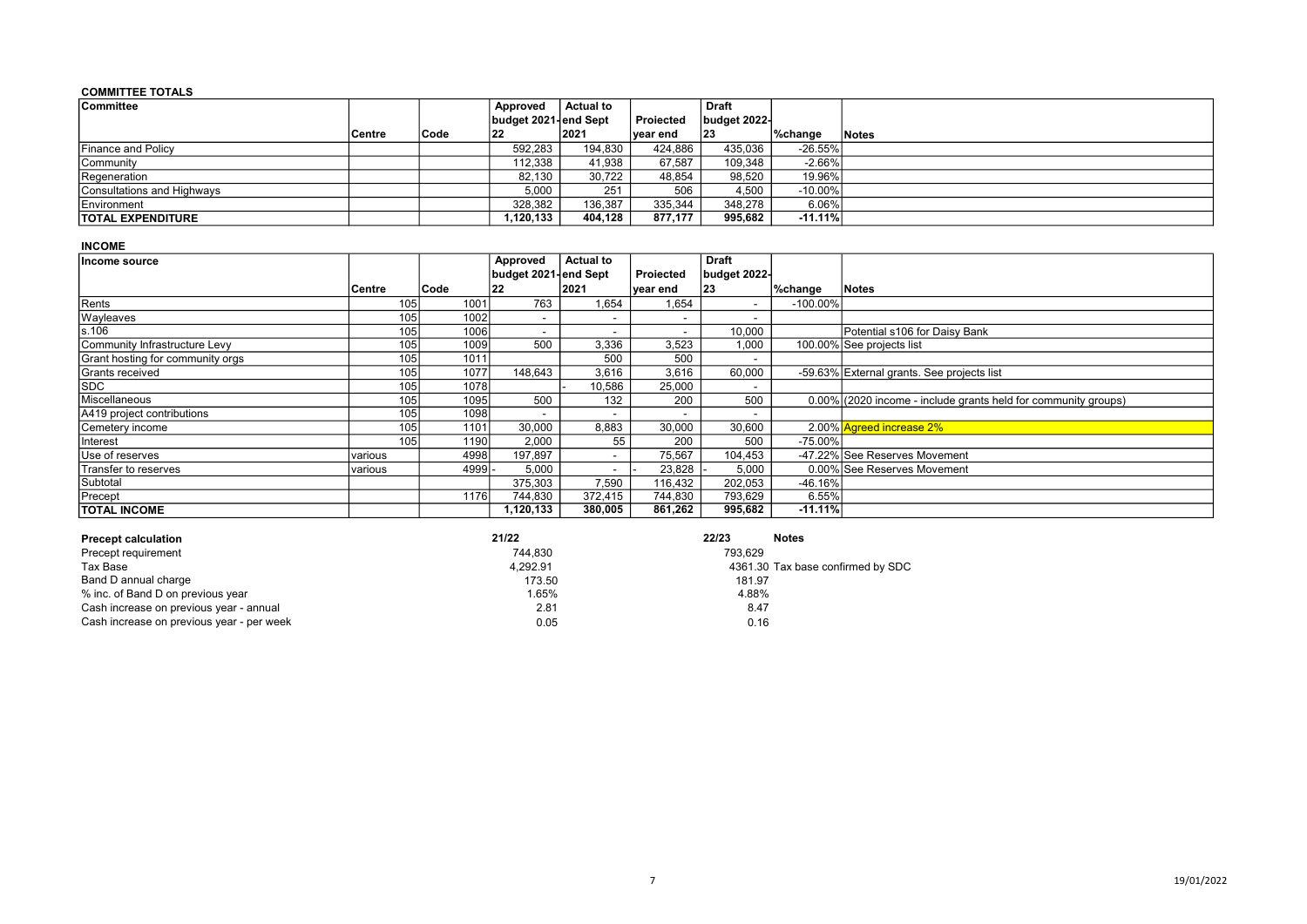**COMMITTEE TOTALS**

| Committee | Centre | Code | Approved budget 2021-22 | Actual to end Sept 2021 | Projected year end | Draft budget 2022-23 | %change | Notes |
|---|---|---|---|---|---|---|---|---|
| Finance and Policy | | | 592,283 | 194,830 | 424,886 | 435,036 | -26.55% | |
| Community | | | 112,338 | 41,938 | 67,587 | 109,348 | -2.66% | |
| Regeneration | | | 82,130 | 30,722 | 48,854 | 98,520 | 19.96% | |
| Consultations and Highways | | | 5,000 | 251 | 506 | 4,500 | -10.00% | |
| Environment | | | 328,382 | 136,387 | 335,344 | 348,278 | 6.06% | |
| **TOTAL EXPENDITURE** | | | **1,120,133** | **404,128** | **877,177** | **995,682** | **-11.11%** | |

**INCOME**

| Income source | Centre | Code | Approved budget 2021-22 | Actual to end Sept 2021 | Projected year end | Draft budget 2022-23 | %change | Notes |
|---|---|---|---|---|---|---|---|---|
| Rents | 105 | 1001 | 763 | 1,654 | 1,654 | - | -100.00% | |
| Wayleaves | 105 | 1002 | - | - | - | - | | |
| s.106 | 105 | 1006 | - | - | - | 10,000 | | Potential s106 for Daisy Bank |
| Community Infrastructure Levy | 105 | 1009 | 500 | 3,336 | 3,523 | 1,000 | 100.00% | See projects list |
| Grant hosting for community orgs | 105 | 1011 | | 500 | 500 | - | | |
| Grants received | 105 | 1077 | 148,643 | 3,616 | 3,616 | 60,000 | -59.63% | External grants. See projects list |
| SDC | 105 | 1078 | | - 10,586 | 25,000 | - | | |
| Miscellaneous | 105 | 1095 | 500 | 132 | 200 | 500 | 0.00% | (2020 income - include grants held for community groups) |
| A419 project contributions | 105 | 1098 | - | - | - | - | | |
| Cemetery income | 105 | 1101 | 30,000 | 8,883 | 30,000 | 30,600 | 2.00% | Agreed increase 2% |
| Interest | 105 | 1190 | 2,000 | 55 | 200 | 500 | -75.00% | |
| Use of reserves | various | 4998 | 197,897 | - | 75,567 | 104,453 | -47.22% | See Reserves Movement |
| Transfer to reserves | various | 4999 | - 5,000 | - | - 23,828 | - 5,000 | 0.00% | See Reserves Movement |
| Subtotal | | | 375,303 | 7,590 | 116,432 | 202,053 | -46.16% | |
| Precept | | 1176 | 744,830 | 372,415 | 744,830 | 793,629 | 6.55% | |
| **TOTAL INCOME** | | | **1,120,133** | **380,005** | **861,262** | **995,682** | **-11.11%** | |

| Precept calculation | 21/22 | 22/23 | Notes |
|---|---|---|---|
| Precept requirement | 744,830 | 793,629 | |
| Tax Base | 4,292.91 | 4361.30 | Tax base confirmed by SDC |
| Band D annual charge | 173.50 | 181.97 | |
| % inc. of Band D on previous year | 1.65% | 4.88% | |
| Cash increase on previous year - annual | 2.81 | 8.47 | |
| Cash increase on previous year - per week | 0.05 | 0.16 | |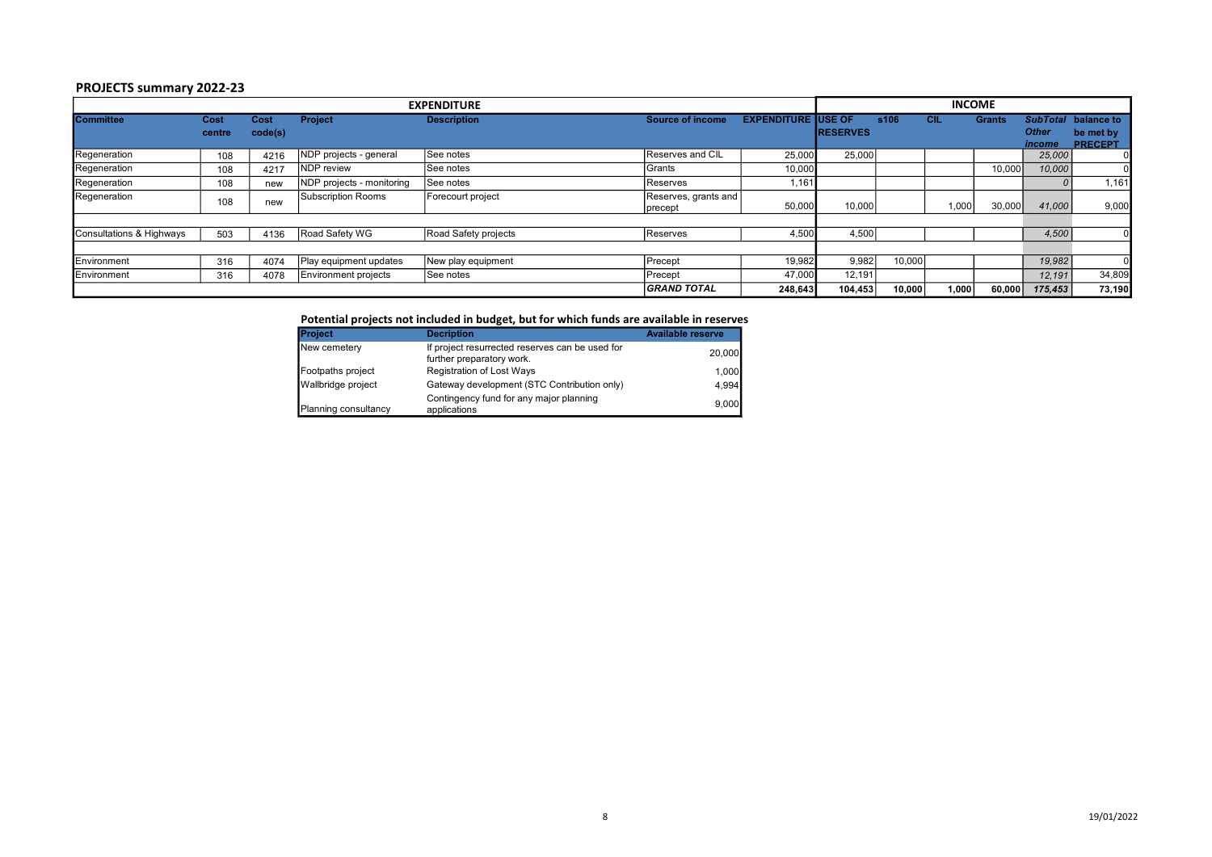## PROJECTS summary 2022-23

| EXPENDITURE | | | | | | | INCOME | | | | | |
|---|---|---|---|---|---|---|---|---|---|---|---|---|
| Committee | Cost centre | Cost code(s) | Project | Description | Source of income | EXPENDITURE | USE OF RESERVES | s106 | CIL | Grants | *SubTotal Other income* | balance to be met by PRECEPT |
| Regeneration | 108 | 4216 | NDP projects - general | See notes | Reserves and CIL | 25,000 | 25,000 | | | | *25,000* | 0 |
| Regeneration | 108 | 4217 | NDP review | See notes | Grants | 10,000 | | | | 10,000 | *10,000* | 0 |
| Regeneration | 108 | new | NDP projects - monitoring | See notes | Reserves | 1,161 | | | | | *0* | 1,161 |
| Regeneration | 108 | new | Subscription Rooms | Forecourt project | Reserves, grants and precept | 50,000 | 10,000 | | 1,000 | 30,000 | *41,000* | 9,000 |
| | | | | | | | | | | | | |
| Consultations & Highways | 503 | 4136 | Road Safety WG | Road Safety projects | Reserves | 4,500 | 4,500 | | | | *4,500* | 0 |
| | | | | | | | | | | | | |
| Environment | 316 | 4074 | Play equipment updates | New play equipment | Precept | 19,982 | 9,982 | 10,000 | | | *19,982* | 0 |
| Environment | 316 | 4078 | Environment projects | See notes | Precept | 47,000 | 12,191 | | | | *12,191* | 34,809 |
| | | | | | ***GRAND TOTAL*** | **248,643** | **104,453** | **10,000** | **1,000** | **60,000** | ***175,453*** | **73,190** |

### Potential projects not included in budget, but for which funds are available in reserves

| Project | Decription | Available reserve |
|---|---|---|
| New cemetery | If project resurrected reserves can be used for further preparatory work. | 20,000 |
| Footpaths project | Registration of Lost Ways | 1,000 |
| Wallbridge project | Gateway development (STC Contribution only) | 4,994 |
| Planning consultancy | Contingency fund for any major planning applications | 9,000 |

19/01/2022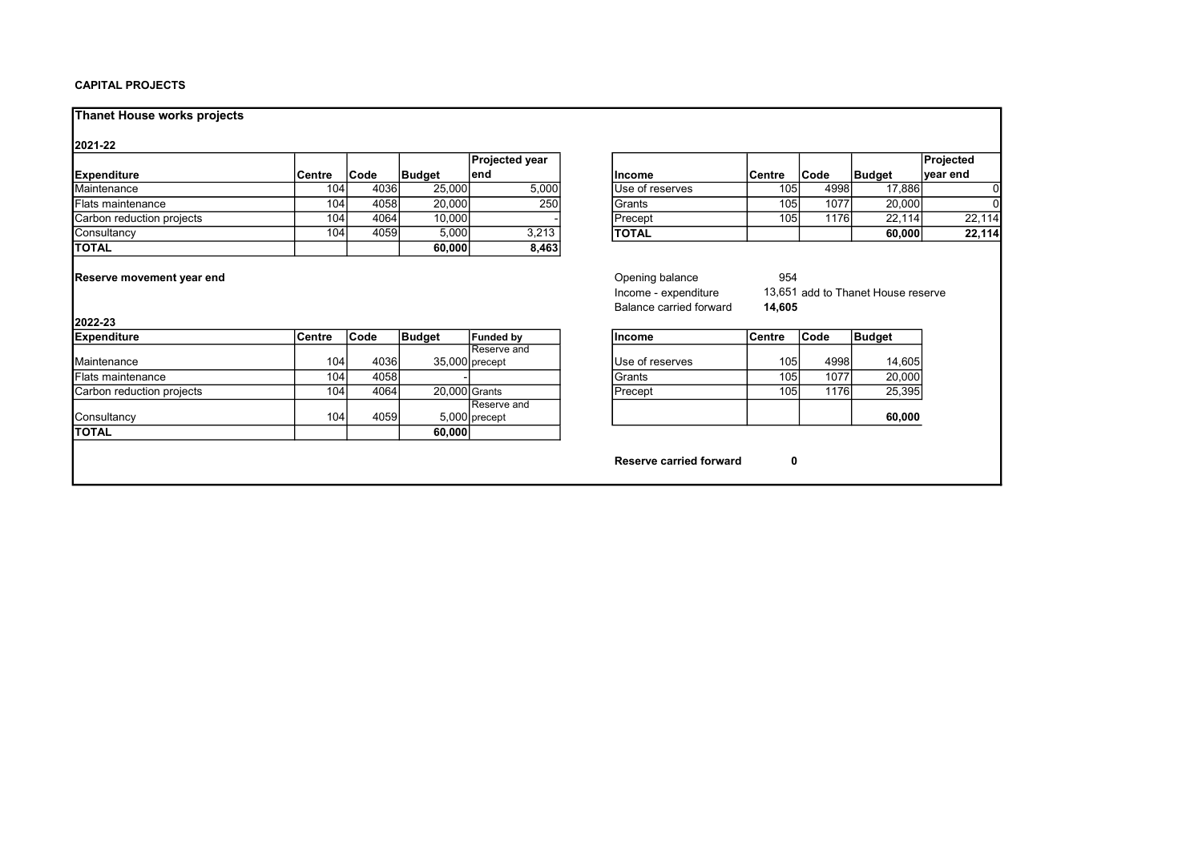**CAPITAL PROJECTS**

## Thanet House works projects

### 2021-22

| Expenditure | Centre | Code | Budget | Projected year end |
|---|---|---|---|---|
| Maintenance | 104 | 4036 | 25,000 | 5,000 |
| Flats maintenance | 104 | 4058 | 20,000 | 250 |
| Carbon reduction projects | 104 | 4064 | 10,000 | - |
| Consultancy | 104 | 4059 | 5,000 | 3,213 |
| **TOTAL** | | | **60,000** | **8,463** |

| Income | Centre | Code | Budget | Projected year end |
|---|---|---|---|---|
| Use of reserves | 105 | 4998 | 17,886 | 0 |
| Grants | 105 | 1077 | 20,000 | 0 |
| Precept | 105 | 1176 | 22,114 | 22,114 |
| **TOTAL** | | | **60,000** | **22,114** |

**Reserve movement year end**

| | | |
|---|---|---|
| Opening balance | 954 | |
| Income - expenditure | 13,651 | add to Thanet House reserve |
| Balance carried forward | **14,605** | |

### 2022-23

| Expenditure | Centre | Code | Budget | Funded by |
|---|---|---|---|---|
| Maintenance | 104 | 4036 | 35,000 | Reserve and precept |
| Flats maintenance | 104 | 4058 | - | |
| Carbon reduction projects | 104 | 4064 | 20,000 | Grants |
| Consultancy | 104 | 4059 | 5,000 | Reserve and precept |
| **TOTAL** | | | **60,000** | |

| Income | Centre | Code | Budget |
|---|---|---|---|
| Use of reserves | 105 | 4998 | 14,605 |
| Grants | 105 | 1077 | 20,000 |
| Precept | 105 | 1176 | 25,395 |
| | | | **60,000** |

**Reserve carried forward** **0**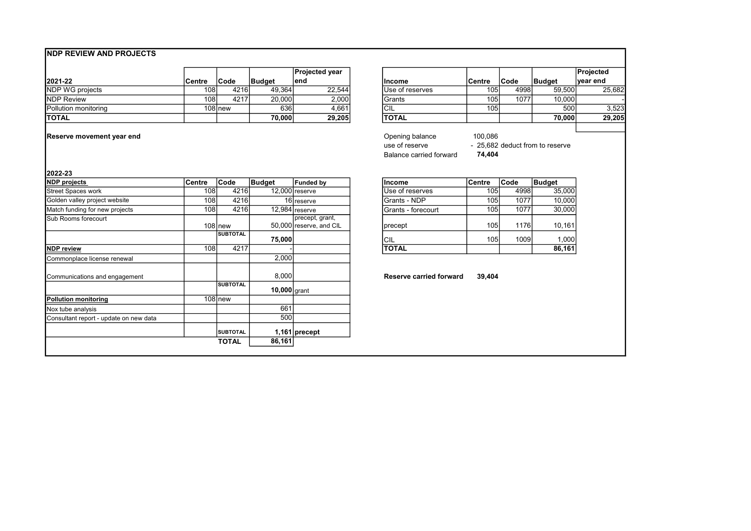## NDP REVIEW AND PROJECTS

| 2021-22 | Centre | Code | Budget | Projected year end |
|---|---|---|---|---|
| NDP WG projects | 108 | 4216 | 49,364 | 22,544 |
| NDP Review | 108 | 4217 | 20,000 | 2,000 |
| Pollution monitoring | 108 | new | 636 | 4,661 |
| **TOTAL** | | | **70,000** | **29,205** |

| Income | Centre | Code | Budget | Projected year end |
|---|---|---|---|---|
| Use of reserves | 105 | 4998 | 59,500 | 25,682 |
| Grants | 105 | 1077 | 10,000 | - |
| CIL | 105 | | 500 | 3,523 |
| **TOTAL** | | | **70,000** | **29,205** |

**Reserve movement year end**

| | | |
|---|---|---|
| Opening balance | 100,086 | |
| use of reserve | - 25,682 | deduct from to reserve |
| Balance carried forward | **74,404** | |

**2022-23**

| NDP projects | Centre | Code | Budget | Funded by |
|---|---|---|---|---|
| Street Spaces work | 108 | 4216 | 12,000 | reserve |
| Golden valley project website | 108 | 4216 | 16 | reserve |
| Match funding for new projects | 108 | 4216 | 12,984 | reserve |
| Sub Rooms forecourt | 108 | new | 50,000 | precept, grant, reserve, and CIL |
| | | SUBTOTAL | **75,000** | |
| **NDP review** | 108 | 4217 | - | |
| Commonplace license renewal | | | 2,000 | |
| Communications and engagement | | | 8,000 | |
| | | SUBTOTAL | **10,000** | grant |
| **Pollution monitoring** | 108 | new | | |
| Nox tube analysis | | | 661 | |
| Consultant report - update on new data | | | 500 | |
| | | SUBTOTAL | **1,161** | **precept** |
| | | **TOTAL** | **86,161** | |

| Income | Centre | Code | Budget |
|---|---|---|---|
| Use of reserves | 105 | 4998 | 35,000 |
| Grants - NDP | 105 | 1077 | 10,000 |
| Grants - forecourt | 105 | 1077 | 30,000 |
| precept | 105 | 1176 | 10,161 |
| CIL | 105 | 1009 | 1,000 |
| **TOTAL** | | | **86,161** |

**Reserve carried forward** **39,404**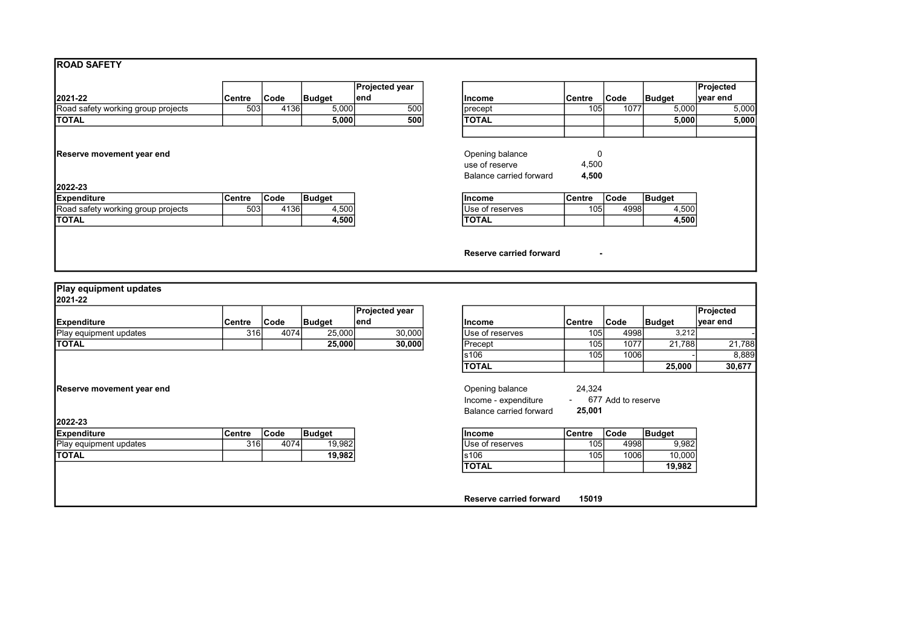## ROAD SAFETY

| 2021-22 | Centre | Code | Budget | Projected year end |
|---|---|---|---|---|
| Road safety working group projects | 503 | 4136 | 5,000 | 500 |
| **TOTAL** | | | **5,000** | **500** |

| Income | Centre | Code | Budget | Projected year end |
|---|---|---|---|---|
| precept | 105 | 1077 | 5,000 | 5,000 |
| **TOTAL** | | | **5,000** | **5,000** |

**Reserve movement year end**

| | |
|---|---|
| Opening balance | 0 |
| use of reserve | 4,500 |
| Balance carried forward | **4,500** |

**2022-23**

| Expenditure | Centre | Code | Budget |
|---|---|---|---|
| Road safety working group projects | 503 | 4136 | 4,500 |
| **TOTAL** | | | **4,500** |

| Income | Centre | Code | Budget |
|---|---|---|---|
| Use of reserves | 105 | 4998 | 4,500 |
| **TOTAL** | | | **4,500** |

**Reserve carried forward** -

## Play equipment updates

**2021-22**

| Expenditure | Centre | Code | Budget | Projected year end |
|---|---|---|---|---|
| Play equipment updates | 316 | 4074 | 25,000 | 30,000 |
| **TOTAL** | | | **25,000** | **30,000** |

| Income | Centre | Code | Budget | Projected year end |
|---|---|---|---|---|
| Use of reserves | 105 | 4998 | 3,212 | - |
| Precept | 105 | 1077 | 21,788 | 21,788 |
| s106 | 105 | 1006 | - | 8,889 |
| **TOTAL** | | | **25,000** | **30,677** |

**Reserve movement year end**

| | | |
|---|---|---|
| Opening balance | 24,324 | |
| Income - expenditure | - 677 | Add to reserve |
| Balance carried forward | **25,001** | |

**2022-23**

| Expenditure | Centre | Code | Budget |
|---|---|---|---|
| Play equipment updates | 316 | 4074 | 19,982 |
| **TOTAL** | | | **19,982** |

| Income | Centre | Code | Budget |
|---|---|---|---|
| Use of reserves | 105 | 4998 | 9,982 |
| s106 | 105 | 1006 | 10,000 |
| **TOTAL** | | | **19,982** |

**Reserve carried forward** **15019**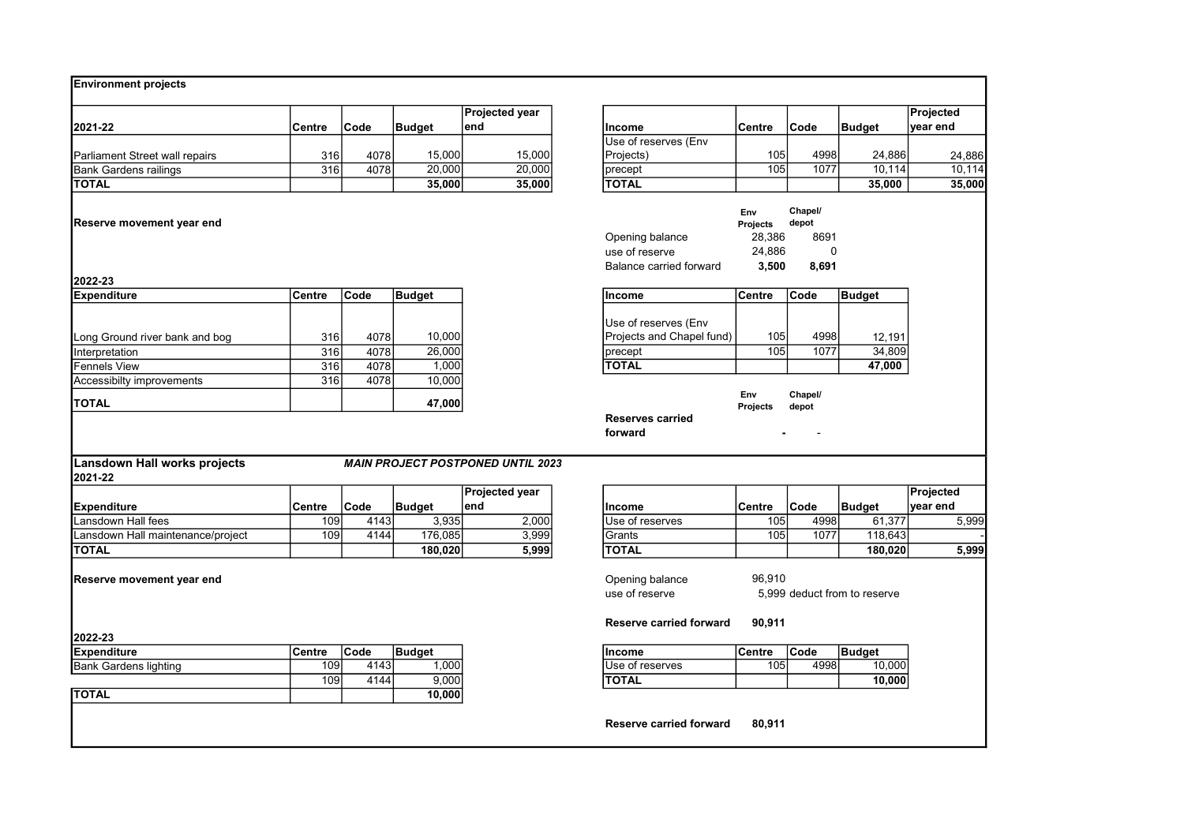## Environment projects

| 2021-22 | Centre | Code | Budget | Projected year end |
|---|---|---|---|---|
| Parliament Street wall repairs | 316 | 4078 | 15,000 | 15,000 |
| Bank Gardens railings | 316 | 4078 | 20,000 | 20,000 |
| **TOTAL** | | | **35,000** | **35,000** |

| Income | Centre | Code | Budget | Projected year end |
|---|---|---|---|---|
| Use of reserves (Env Projects) | 105 | 4998 | 24,886 | 24,886 |
| precept | 105 | 1077 | 10,114 | 10,114 |
| **TOTAL** | | | **35,000** | **35,000** |

**Reserve movement year end**

| | Env Projects | Chapel/ depot |
|---|---|---|
| Opening balance | 28,386 | 8691 |
| use of reserve | 24,886 | 0 |
| Balance carried forward | **3,500** | **8,691** |

**2022-23**

| Expenditure | Centre | Code | Budget |
|---|---|---|---|
| Long Ground river bank and bog | 316 | 4078 | 10,000 |
| Interpretation | 316 | 4078 | 26,000 |
| Fennels View | 316 | 4078 | 1,000 |
| Accessibilty improvements | 316 | 4078 | 10,000 |
| **TOTAL** | | | **47,000** |

| Income | Centre | Code | Budget |
|---|---|---|---|
| Use of reserves (Env Projects and Chapel fund) | 105 | 4998 | 12,191 |
| precept | 105 | 1077 | 34,809 |
| **TOTAL** | | | **47,000** |

| | Env Projects | Chapel/ depot |
|---|---|---|
| **Reserves carried forward** | **-** | - |

## Lansdown Hall works projects

***MAIN PROJECT POSTPONED UNTIL 2023***

**2021-22**

| Expenditure | Centre | Code | Budget | Projected year end |
|---|---|---|---|---|
| Lansdown Hall fees | 109 | 4143 | 3,935 | 2,000 |
| Lansdown Hall maintenance/project | 109 | 4144 | 176,085 | 3,999 |
| **TOTAL** | | | **180,020** | **5,999** |

| Income | Centre | Code | Budget | Projected year end |
|---|---|---|---|---|
| Use of reserves | 105 | 4998 | 61,377 | 5,999 |
| Grants | 105 | 1077 | 118,643 | - |
| **TOTAL** | | | **180,020** | **5,999** |

**Reserve movement year end**

| | |
|---|---|
| Opening balance | 96,910 |
| use of reserve | 5,999 deduct from to reserve |
| **Reserve carried forward** | **90,911** |

**2022-23**

| Expenditure | Centre | Code | Budget |
|---|---|---|---|
| Bank Gardens lighting | 109 | 4143 | 1,000 |
| | 109 | 4144 | 9,000 |
| **TOTAL** | | | **10,000** |

| Income | Centre | Code | Budget |
|---|---|---|---|
| Use of reserves | 105 | 4998 | 10,000 |
| **TOTAL** | | | **10,000** |

**Reserve carried forward** **80,911**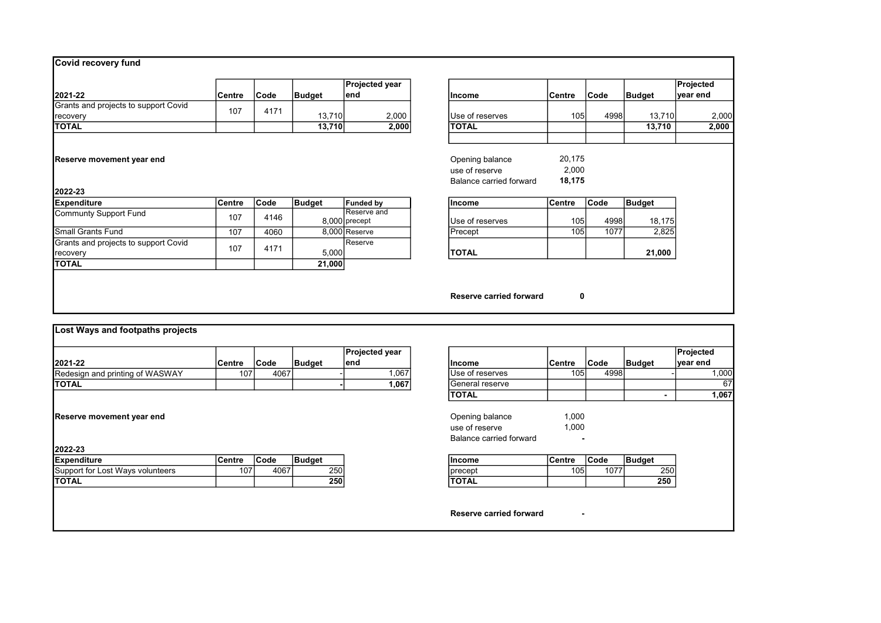## Covid recovery fund

| 2021-22 | Centre | Code | Budget | Projected year end |
|---|---|---|---|---|
| Grants and projects to support Covid recovery | 107 | 4171 | 13,710 | 2,000 |
| **TOTAL** | | | **13,710** | **2,000** |

| Income | Centre | Code | Budget | Projected year end |
|---|---|---|---|---|
| Use of reserves | 105 | 4998 | 13,710 | 2,000 |
| **TOTAL** | | | **13,710** | **2,000** |

**Reserve movement year end**

| | |
|---|---|
| Opening balance | 20,175 |
| use of reserve | 2,000 |
| Balance carried forward | **18,175** |

**2022-23**

| Expenditure | Centre | Code | Budget | Funded by |
|---|---|---|---|---|
| Communty Support Fund | 107 | 4146 | 8,000 | Reserve and precept |
| Small Grants Fund | 107 | 4060 | 8,000 | Reserve |
| Grants and projects to support Covid recovery | 107 | 4171 | 5,000 | Reserve |
| **TOTAL** | | | **21,000** | |

| Income | Centre | Code | Budget |
|---|---|---|---|
| Use of reserves | 105 | 4998 | 18,175 |
| Precept | 105 | 1077 | 2,825 |
| **TOTAL** | | | **21,000** |

**Reserve carried forward** **0**

## Lost Ways and footpaths projects

| 2021-22 | Centre | Code | Budget | Projected year end |
|---|---|---|---|---|
| Redesign and printing of WASWAY | 107 | 4067 | - | 1,067 |
| **TOTAL** | | | **-** | **1,067** |

| Income | Centre | Code | Budget | Projected year end |
|---|---|---|---|---|
| Use of reserves | 105 | 4998 | - | 1,000 |
| General reserve | | | | 67 |
| **TOTAL** | | | **-** | **1,067** |

**Reserve movement year end**

| | |
|---|---|
| Opening balance | 1,000 |
| use of reserve | 1,000 |
| Balance carried forward | - |

**2022-23**

| Expenditure | Centre | Code | Budget |
|---|---|---|---|
| Support for Lost Ways volunteers | 107 | 4067 | 250 |
| **TOTAL** | | | **250** |

| Income | Centre | Code | Budget |
|---|---|---|---|
| precept | 105 | 1077 | 250 |
| **TOTAL** | | | **250** |

**Reserve carried forward** -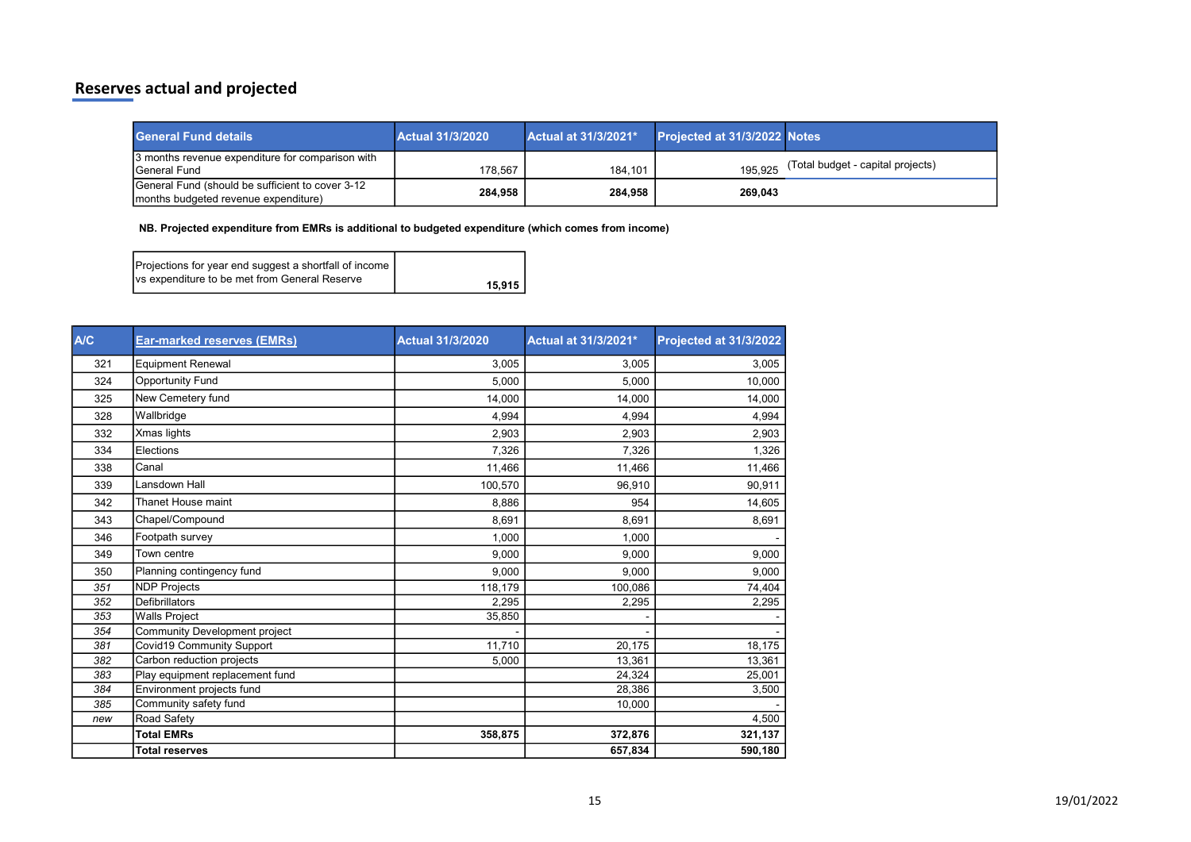## Reserves actual and projected

| General Fund details | Actual 31/3/2020 | Actual at 31/3/2021* | Projected at 31/3/2022 | Notes |
|---|---|---|---|---|
| 3 months revenue expenditure for comparison with General Fund | 178,567 | 184,101 | 195,925 | (Total budget - capital projects) |
| General Fund (should be sufficient to cover 3-12 months budgeted revenue expenditure) | **284,958** | **284,958** | **269,043** | |

**NB. Projected expenditure from EMRs is additional to budgeted expenditure (which comes from income)**

| Projections for year end suggest a shortfall of income vs expenditure to be met from General Reserve | **15,915** |
|---|---|

| A/C | Ear-marked reserves (EMRs) | Actual 31/3/2020 | Actual at 31/3/2021* | Projected at 31/3/2022 |
|---|---|---|---|---|
| 321 | Equipment Renewal | 3,005 | 3,005 | 3,005 |
| 324 | Opportunity Fund | 5,000 | 5,000 | 10,000 |
| 325 | New Cemetery fund | 14,000 | 14,000 | 14,000 |
| 328 | Wallbridge | 4,994 | 4,994 | 4,994 |
| 332 | Xmas lights | 2,903 | 2,903 | 2,903 |
| 334 | Elections | 7,326 | 7,326 | 1,326 |
| 338 | Canal | 11,466 | 11,466 | 11,466 |
| 339 | Lansdown Hall | 100,570 | 96,910 | 90,911 |
| 342 | Thanet House maint | 8,886 | 954 | 14,605 |
| 343 | Chapel/Compound | 8,691 | 8,691 | 8,691 |
| 346 | Footpath survey | 1,000 | 1,000 | - |
| 349 | Town centre | 9,000 | 9,000 | 9,000 |
| 350 | Planning contingency fund | 9,000 | 9,000 | 9,000 |
| *351* | NDP Projects | 118,179 | 100,086 | 74,404 |
| *352* | Defibrillators | 2,295 | 2,295 | 2,295 |
| *353* | Walls Project | 35,850 | - | - |
| *354* | Community Development project | - | - | - |
| *381* | Covid19 Community Support | 11,710 | 20,175 | 18,175 |
| *382* | Carbon reduction projects | 5,000 | 13,361 | 13,361 |
| *383* | Play equipment replacement fund | | 24,324 | 25,001 |
| *384* | Environment projects fund | | 28,386 | 3,500 |
| *385* | Community safety fund | | 10,000 | - |
| *new* | Road Safety | | | 4,500 |
| | **Total EMRs** | **358,875** | **372,876** | **321,137** |
| | **Total reserves** | | **657,834** | **590,180** |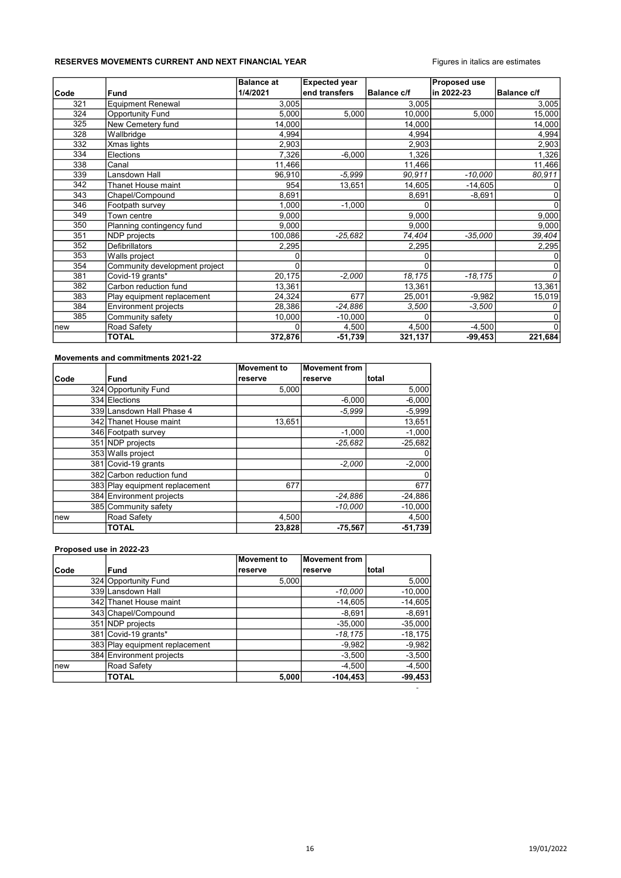**RESERVES MOVEMENTS CURRENT AND NEXT FINANCIAL YEAR**

Figures in italics are estimates

| Code | Fund | Balance at 1/4/2021 | Expected year end transfers | Balance c/f | Proposed use in 2022-23 | Balance c/f |
|---|---|---|---|---|---|---|
| 321 | Equipment Renewal | 3,005 | | 3,005 | | 3,005 |
| 324 | Opportunity Fund | 5,000 | 5,000 | 10,000 | 5,000 | 15,000 |
| 325 | New Cemetery fund | 14,000 | | 14,000 | | 14,000 |
| 328 | Wallbridge | 4,994 | | 4,994 | | 4,994 |
| 332 | Xmas lights | 2,903 | | 2,903 | | 2,903 |
| 334 | Elections | 7,326 | -6,000 | 1,326 | | 1,326 |
| 338 | Canal | 11,466 | | 11,466 | | 11,466 |
| 339 | Lansdown Hall | 96,910 | *-5,999* | *90,911* | *-10,000* | *80,911* |
| 342 | Thanet House maint | 954 | 13,651 | 14,605 | -14,605 | 0 |
| 343 | Chapel/Compound | 8,691 | | 8,691 | -8,691 | 0 |
| 346 | Footpath survey | 1,000 | -1,000 | 0 | | 0 |
| 349 | Town centre | 9,000 | | 9,000 | | 9,000 |
| 350 | Planning contingency fund | 9,000 | | 9,000 | | 9,000 |
| 351 | NDP projects | 100,086 | *-25,682* | *74,404* | *-35,000* | *39,404* |
| 352 | Defibrillators | 2,295 | | 2,295 | | 2,295 |
| 353 | Walls project | 0 | | 0 | | 0 |
| 354 | Community development project | 0 | | 0 | | 0 |
| 381 | Covid-19 grants* | 20,175 | *-2,000* | *18,175* | *-18,175* | *0* |
| 382 | Carbon reduction fund | 13,361 | | 13,361 | | 13,361 |
| 383 | Play equipment replacement | 24,324 | 677 | 25,001 | -9,982 | 15,019 |
| 384 | Environment projects | 28,386 | *-24,886* | *3,500* | *-3,500* | *0* |
| 385 | Community safety | 10,000 | -10,000 | 0 | | 0 |
| new | Road Safety | 0 | 4,500 | 4,500 | -4,500 | 0 |
| | **TOTAL** | **372,876** | **-51,739** | **321,137** | **-99,453** | **221,684** |

**Movements and commitments 2021-22**

| Code | Fund | Movement to reserve | Movement from reserve | total |
|---|---|---|---|---|
| 324 | Opportunity Fund | 5,000 | | 5,000 |
| 334 | Elections | | -6,000 | -6,000 |
| 339 | Lansdown Hall Phase 4 | | *-5,999* | -5,999 |
| 342 | Thanet House maint | 13,651 | | 13,651 |
| 346 | Footpath survey | | -1,000 | -1,000 |
| 351 | NDP projects | | *-25,682* | -25,682 |
| 353 | Walls project | | | 0 |
| 381 | Covid-19 grants | | *-2,000* | -2,000 |
| 382 | Carbon reduction fund | | | 0 |
| 383 | Play equipment replacement | 677 | | 677 |
| 384 | Environment projects | | *-24,886* | -24,886 |
| 385 | Community safety | | *-10,000* | -10,000 |
| new | Road Safety | 4,500 | | 4,500 |
| | **TOTAL** | **23,828** | **-75,567** | **-51,739** |

**Proposed use in 2022-23**

| Code | Fund | Movement to reserve | Movement from reserve | total |
|---|---|---|---|---|
| 324 | Opportunity Fund | 5,000 | | 5,000 |
| 339 | Lansdown Hall | | *-10,000* | -10,000 |
| 342 | Thanet House maint | | -14,605 | -14,605 |
| 343 | Chapel/Compound | | -8,691 | -8,691 |
| 351 | NDP projects | | -35,000 | -35,000 |
| 381 | Covid-19 grants* | | *-18,175* | -18,175 |
| 383 | Play equipment replacement | | -9,982 | -9,982 |
| 384 | Environment projects | | -3,500 | -3,500 |
| new | Road Safety | | -4,500 | -4,500 |
| | **TOTAL** | **5,000** | **-104,453** | **-99,453** |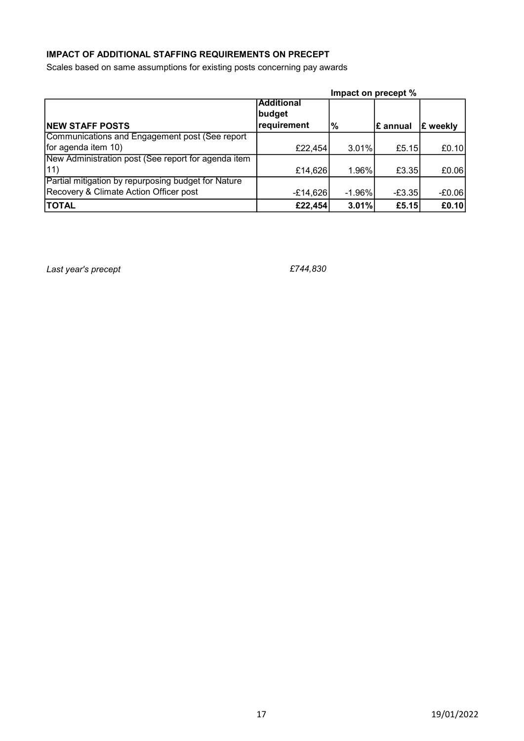**IMPACT OF ADDITIONAL STAFFING REQUIREMENTS ON PRECEPT**

Scales based on same assumptions for existing posts concerning pay awards

| | | Impact on precept % | | |
|---|---|---|---|---|
| **NEW STAFF POSTS** | **Additional budget requirement** | **%** | **£ annual** | **£ weekly** |
| Communications and Engagement post (See report for agenda item 10) | £22,454 | 3.01% | £5.15 | £0.10 |
| New Administration post (See report for agenda item 11) | £14,626 | 1.96% | £3.35 | £0.06 |
| Partial mitigation by repurposing budget for Nature Recovery & Climate Action Officer post | -£14,626 | -1.96% | -£3.35 | -£0.06 |
| **TOTAL** | **£22,454** | **3.01%** | **£5.15** | **£0.10** |

*Last year's precept* *£744,830*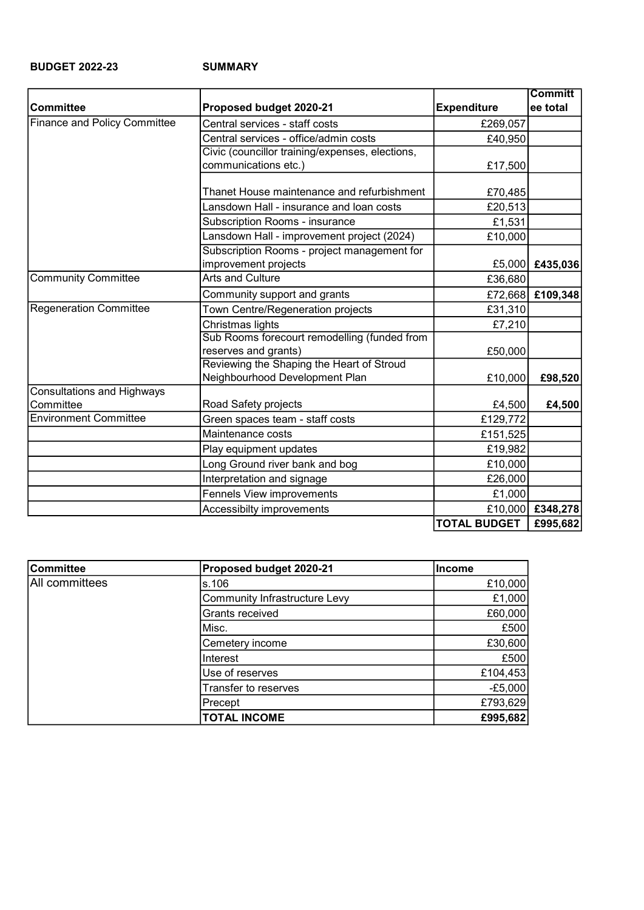**BUDGET 2022-23** **SUMMARY**

| Committee | Proposed budget 2020-21 | Expenditure | Committee total |
|---|---|---|---|
| Finance and Policy Committee | Central services - staff costs | £269,057 | |
| | Central services - office/admin costs | £40,950 | |
| | Civic (councillor training/expenses, elections, communications etc.) | £17,500 | |
| | Thanet House maintenance and refurbishment | £70,485 | |
| | Lansdown Hall - insurance and loan costs | £20,513 | |
| | Subscription Rooms - insurance | £1,531 | |
| | Lansdown Hall - improvement project (2024) | £10,000 | |
| | Subscription Rooms - project management for improvement projects | £5,000 | **£435,036** |
| Community Committee | Arts and Culture | £36,680 | |
| | Community support and grants | £72,668 | **£109,348** |
| Regeneration Committee | Town Centre/Regeneration projects | £31,310 | |
| | Christmas lights | £7,210 | |
| | Sub Rooms forecourt remodelling (funded from reserves and grants) | £50,000 | |
| | Reviewing the Shaping the Heart of Stroud Neighbourhood Development Plan | £10,000 | **£98,520** |
| Consultations and Highways Committee | Road Safety projects | £4,500 | **£4,500** |
| Environment Committee | Green spaces team - staff costs | £129,772 | |
| | Maintenance costs | £151,525 | |
| | Play equipment updates | £19,982 | |
| | Long Ground river bank and bog | £10,000 | |
| | Interpretation and signage | £26,000 | |
| | Fennels View improvements | £1,000 | |
| | Accessibilty improvements | £10,000 | **£348,278** |
| | | **TOTAL BUDGET** | **£995,682** |

| Committee | Proposed budget 2020-21 | Income |
|---|---|---|
| All committees | s.106 | £10,000 |
| | Community Infrastructure Levy | £1,000 |
| | Grants received | £60,000 |
| | Misc. | £500 |
| | Cemetery income | £30,600 |
| | Interest | £500 |
| | Use of reserves | £104,453 |
| | Transfer to reserves | -£5,000 |
| | Precept | £793,629 |
| | **TOTAL INCOME** | **£995,682** |